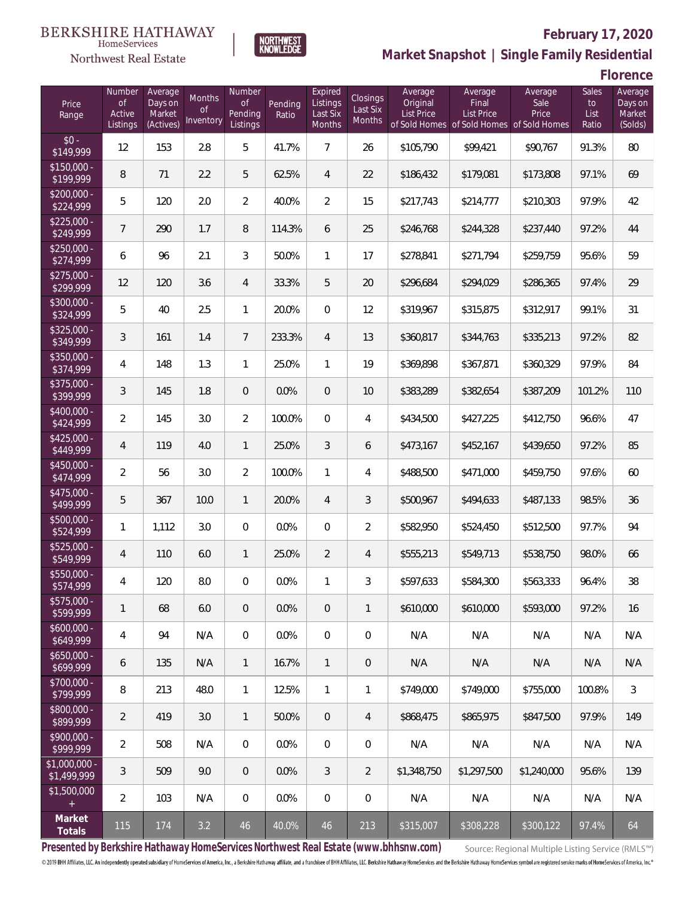BERKSHIRE HATHAWAY HomeServices Northwest Real Estate

NORTHWEST KNOWLEDGE

# February 17, 2020

## Market Snapshot | Single Family Residential

## Florence

| Price Range | Number of Active Listings | Average Days on Market (Actives) | Months of Inventory | Number of Pending Listings | Pending Ratio | Expired Listings Last Six Months | Closings Last Six Months | Average Original List Price of Sold Homes | Average Final List Price of Sold Homes | Average Sale Price of Sold Homes | Sales to List Ratio | Average Days on Market (Solds) |
|---|---|---|---|---|---|---|---|---|---|---|---|---|
| $0 - $149,999 | 12 | 153 | 2.8 | 5 | 41.7% | 7 | 26 | $105,790 | $99,421 | $90,767 | 91.3% | 80 |
| $150,000 - $199,999 | 8 | 71 | 2.2 | 5 | 62.5% | 4 | 22 | $186,432 | $179,081 | $173,808 | 97.1% | 69 |
| $200,000 - $224,999 | 5 | 120 | 2.0 | 2 | 40.0% | 2 | 15 | $217,743 | $214,777 | $210,303 | 97.9% | 42 |
| $225,000 - $249,999 | 7 | 290 | 1.7 | 8 | 114.3% | 6 | 25 | $246,768 | $244,328 | $237,440 | 97.2% | 44 |
| $250,000 - $274,999 | 6 | 96 | 2.1 | 3 | 50.0% | 1 | 17 | $278,841 | $271,794 | $259,759 | 95.6% | 59 |
| $275,000 - $299,999 | 12 | 120 | 3.6 | 4 | 33.3% | 5 | 20 | $296,684 | $294,029 | $286,365 | 97.4% | 29 |
| $300,000 - $324,999 | 5 | 40 | 2.5 | 1 | 20.0% | 0 | 12 | $319,967 | $315,875 | $312,917 | 99.1% | 31 |
| $325,000 - $349,999 | 3 | 161 | 1.4 | 7 | 233.3% | 4 | 13 | $360,817 | $344,763 | $335,213 | 97.2% | 82 |
| $350,000 - $374,999 | 4 | 148 | 1.3 | 1 | 25.0% | 1 | 19 | $369,898 | $367,871 | $360,329 | 97.9% | 84 |
| $375,000 - $399,999 | 3 | 145 | 1.8 | 0 | 0.0% | 0 | 10 | $383,289 | $382,654 | $387,209 | 101.2% | 110 |
| $400,000 - $424,999 | 2 | 145 | 3.0 | 2 | 100.0% | 0 | 4 | $434,500 | $427,225 | $412,750 | 96.6% | 47 |
| $425,000 - $449,999 | 4 | 119 | 4.0 | 1 | 25.0% | 3 | 6 | $473,167 | $452,167 | $439,650 | 97.2% | 85 |
| $450,000 - $474,999 | 2 | 56 | 3.0 | 2 | 100.0% | 1 | 4 | $488,500 | $471,000 | $459,750 | 97.6% | 60 |
| $475,000 - $499,999 | 5 | 367 | 10.0 | 1 | 20.0% | 4 | 3 | $500,967 | $494,633 | $487,133 | 98.5% | 36 |
| $500,000 - $524,999 | 1 | 1,112 | 3.0 | 0 | 0.0% | 0 | 2 | $582,950 | $524,450 | $512,500 | 97.7% | 94 |
| $525,000 - $549,999 | 4 | 110 | 6.0 | 1 | 25.0% | 2 | 4 | $555,213 | $549,713 | $538,750 | 98.0% | 66 |
| $550,000 - $574,999 | 4 | 120 | 8.0 | 0 | 0.0% | 1 | 3 | $597,633 | $584,300 | $563,333 | 96.4% | 38 |
| $575,000 - $599,999 | 1 | 68 | 6.0 | 0 | 0.0% | 0 | 1 | $610,000 | $610,000 | $593,000 | 97.2% | 16 |
| $600,000 - $649,999 | 4 | 94 | N/A | 0 | 0.0% | 0 | 0 | N/A | N/A | N/A | N/A | N/A |
| $650,000 - $699,999 | 6 | 135 | N/A | 1 | 16.7% | 1 | 0 | N/A | N/A | N/A | N/A | N/A |
| $700,000 - $799,999 | 8 | 213 | 48.0 | 1 | 12.5% | 1 | 1 | $749,000 | $749,000 | $755,000 | 100.8% | 3 |
| $800,000 - $899,999 | 2 | 419 | 3.0 | 1 | 50.0% | 0 | 4 | $868,475 | $865,975 | $847,500 | 97.9% | 149 |
| $900,000 - $999,999 | 2 | 508 | N/A | 0 | 0.0% | 0 | 0 | N/A | N/A | N/A | N/A | N/A |
| $1,000,000 - $1,499,999 | 3 | 509 | 9.0 | 0 | 0.0% | 3 | 2 | $1,348,750 | $1,297,500 | $1,240,000 | 95.6% | 139 |
| $1,500,000 + | 2 | 103 | N/A | 0 | 0.0% | 0 | 0 | N/A | N/A | N/A | N/A | N/A |
| **Market Totals** | 115 | 174 | 3.2 | 46 | 40.0% | 46 | 213 | $315,007 | $308,228 | $300,122 | 97.4% | 64 |

**Presented by Berkshire Hathaway HomeServices Northwest Real Estate (www.bhhsnw.com)**

Source: Regional Multiple Listing Service (RMLS™)

© 2019 BHH Affiliates, LLC. An independently operated subsidiary of HomeServices of America, Inc., a Berkshire Hathaway affiliate, and a franchisee of BHH Affiliates, LLC. Berkshire Hathaway HomeServices and the Berkshire Hathaway HomeServices symbol are registered service marks of HomeServices of America, Inc.®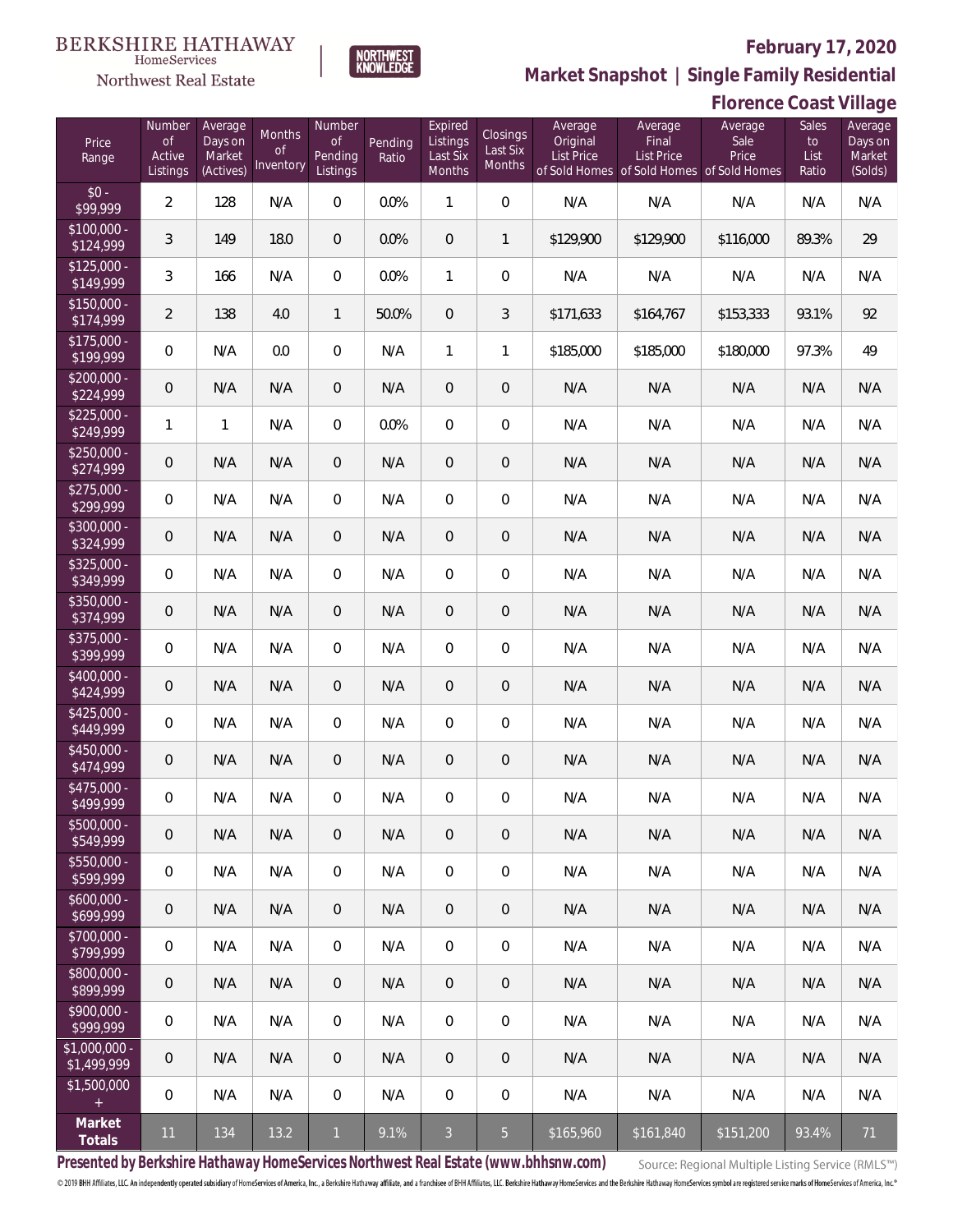BERKSHIRE HATHAWAY HomeServices Northwest Real Estate

NORTHWEST KNOWLEDGE

**February 17, 2020**

**Market Snapshot | Single Family Residential**

**Florence Coast Village**

| Price Range | Number of Active Listings | Average Days on Market (Actives) | Months of Inventory | Number of Pending Listings | Pending Ratio | Expired Listings Last Six Months | Closings Last Six Months | Average Original List Price of Sold Homes | Average Final List Price of Sold Homes | Average Sale Price of Sold Homes | Sales to List Ratio | Average Days on Market (Solds) |
|---|---|---|---|---|---|---|---|---|---|---|---|---|
| $0 - $99,999 | 2 | 128 | N/A | 0 | 0.0% | 1 | 0 | N/A | N/A | N/A | N/A | N/A |
| $100,000 - $124,999 | 3 | 149 | 18.0 | 0 | 0.0% | 0 | 1 | $129,900 | $129,900 | $116,000 | 89.3% | 29 |
| $125,000 - $149,999 | 3 | 166 | N/A | 0 | 0.0% | 1 | 0 | N/A | N/A | N/A | N/A | N/A |
| $150,000 - $174,999 | 2 | 138 | 4.0 | 1 | 50.0% | 0 | 3 | $171,633 | $164,767 | $153,333 | 93.1% | 92 |
| $175,000 - $199,999 | 0 | N/A | 0.0 | 0 | N/A | 1 | 1 | $185,000 | $185,000 | $180,000 | 97.3% | 49 |
| $200,000 - $224,999 | 0 | N/A | N/A | 0 | N/A | 0 | 0 | N/A | N/A | N/A | N/A | N/A |
| $225,000 - $249,999 | 1 | 1 | N/A | 0 | 0.0% | 0 | 0 | N/A | N/A | N/A | N/A | N/A |
| $250,000 - $274,999 | 0 | N/A | N/A | 0 | N/A | 0 | 0 | N/A | N/A | N/A | N/A | N/A |
| $275,000 - $299,999 | 0 | N/A | N/A | 0 | N/A | 0 | 0 | N/A | N/A | N/A | N/A | N/A |
| $300,000 - $324,999 | 0 | N/A | N/A | 0 | N/A | 0 | 0 | N/A | N/A | N/A | N/A | N/A |
| $325,000 - $349,999 | 0 | N/A | N/A | 0 | N/A | 0 | 0 | N/A | N/A | N/A | N/A | N/A |
| $350,000 - $374,999 | 0 | N/A | N/A | 0 | N/A | 0 | 0 | N/A | N/A | N/A | N/A | N/A |
| $375,000 - $399,999 | 0 | N/A | N/A | 0 | N/A | 0 | 0 | N/A | N/A | N/A | N/A | N/A |
| $400,000 - $424,999 | 0 | N/A | N/A | 0 | N/A | 0 | 0 | N/A | N/A | N/A | N/A | N/A |
| $425,000 - $449,999 | 0 | N/A | N/A | 0 | N/A | 0 | 0 | N/A | N/A | N/A | N/A | N/A |
| $450,000 - $474,999 | 0 | N/A | N/A | 0 | N/A | 0 | 0 | N/A | N/A | N/A | N/A | N/A |
| $475,000 - $499,999 | 0 | N/A | N/A | 0 | N/A | 0 | 0 | N/A | N/A | N/A | N/A | N/A |
| $500,000 - $549,999 | 0 | N/A | N/A | 0 | N/A | 0 | 0 | N/A | N/A | N/A | N/A | N/A |
| $550,000 - $599,999 | 0 | N/A | N/A | 0 | N/A | 0 | 0 | N/A | N/A | N/A | N/A | N/A |
| $600,000 - $699,999 | 0 | N/A | N/A | 0 | N/A | 0 | 0 | N/A | N/A | N/A | N/A | N/A |
| $700,000 - $799,999 | 0 | N/A | N/A | 0 | N/A | 0 | 0 | N/A | N/A | N/A | N/A | N/A |
| $800,000 - $899,999 | 0 | N/A | N/A | 0 | N/A | 0 | 0 | N/A | N/A | N/A | N/A | N/A |
| $900,000 - $999,999 | 0 | N/A | N/A | 0 | N/A | 0 | 0 | N/A | N/A | N/A | N/A | N/A |
| $1,000,000 - $1,499,999 | 0 | N/A | N/A | 0 | N/A | 0 | 0 | N/A | N/A | N/A | N/A | N/A |
| $1,500,000 + | 0 | N/A | N/A | 0 | N/A | 0 | 0 | N/A | N/A | N/A | N/A | N/A |
| **Market Totals** | 11 | 134 | 13.2 | 1 | 9.1% | 3 | 5 | $165,960 | $161,840 | $151,200 | 93.4% | 71 |

**Presented by Berkshire Hathaway HomeServices Northwest Real Estate (www.bhhsnw.com)**

Source: Regional Multiple Listing Service (RMLS™)

© 2019 BHH Affiliates, LLC. An independently operated subsidiary of HomeServices of America, Inc., a Berkshire Hathaway affiliate, and a franchisee of BHH Affiliates, LLC. Berkshire Hathaway HomeServices and the Berkshire Hathaway HomeServices symbol are registered service marks of HomeServices of America, Inc.®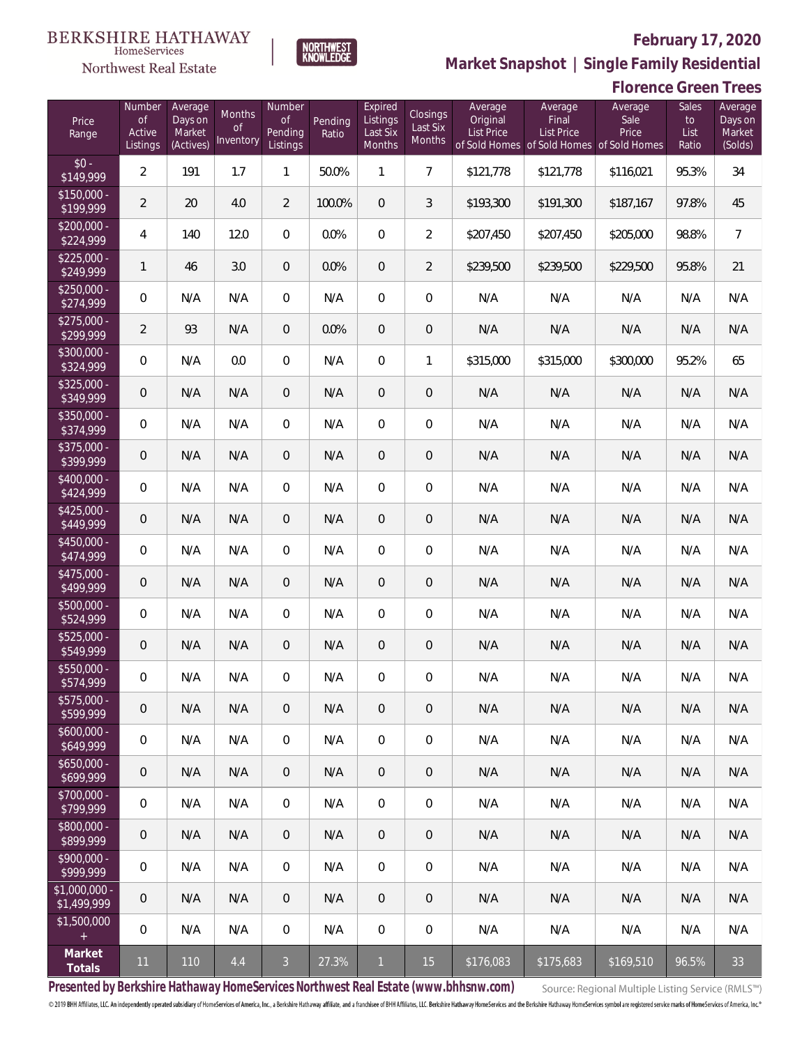BERKSHIRE HATHAWAY HomeServices Northwest Real Estate | NORTHWEST KNOWLEDGE

# February 17, 2020

## Market Snapshot | Single Family Residential

### Florence Green Trees

| Price Range | Number of Active Listings | Average Days on Market (Actives) | Months of Inventory | Number of Pending Listings | Pending Ratio | Expired Listings Last Six Months | Closings Last Six Months | Average Original List Price of Sold Homes | Average Final List Price of Sold Homes | Average Sale Price of Sold Homes | Sales to List Ratio | Average Days on Market (Solds) |
|---|---|---|---|---|---|---|---|---|---|---|---|---|
| $0 - $149,999 | 2 | 191 | 1.7 | 1 | 50.0% | 1 | 7 | $121,778 | $121,778 | $116,021 | 95.3% | 34 |
| $150,000 - $199,999 | 2 | 20 | 4.0 | 2 | 100.0% | 0 | 3 | $193,300 | $191,300 | $187,167 | 97.8% | 45 |
| $200,000 - $224,999 | 4 | 140 | 12.0 | 0 | 0.0% | 0 | 2 | $207,450 | $207,450 | $205,000 | 98.8% | 7 |
| $225,000 - $249,999 | 1 | 46 | 3.0 | 0 | 0.0% | 0 | 2 | $239,500 | $239,500 | $229,500 | 95.8% | 21 |
| $250,000 - $274,999 | 0 | N/A | N/A | 0 | N/A | 0 | 0 | N/A | N/A | N/A | N/A | N/A |
| $275,000 - $299,999 | 2 | 93 | N/A | 0 | 0.0% | 0 | 0 | N/A | N/A | N/A | N/A | N/A |
| $300,000 - $324,999 | 0 | N/A | 0.0 | 0 | N/A | 0 | 1 | $315,000 | $315,000 | $300,000 | 95.2% | 65 |
| $325,000 - $349,999 | 0 | N/A | N/A | 0 | N/A | 0 | 0 | N/A | N/A | N/A | N/A | N/A |
| $350,000 - $374,999 | 0 | N/A | N/A | 0 | N/A | 0 | 0 | N/A | N/A | N/A | N/A | N/A |
| $375,000 - $399,999 | 0 | N/A | N/A | 0 | N/A | 0 | 0 | N/A | N/A | N/A | N/A | N/A |
| $400,000 - $424,999 | 0 | N/A | N/A | 0 | N/A | 0 | 0 | N/A | N/A | N/A | N/A | N/A |
| $425,000 - $449,999 | 0 | N/A | N/A | 0 | N/A | 0 | 0 | N/A | N/A | N/A | N/A | N/A |
| $450,000 - $474,999 | 0 | N/A | N/A | 0 | N/A | 0 | 0 | N/A | N/A | N/A | N/A | N/A |
| $475,000 - $499,999 | 0 | N/A | N/A | 0 | N/A | 0 | 0 | N/A | N/A | N/A | N/A | N/A |
| $500,000 - $524,999 | 0 | N/A | N/A | 0 | N/A | 0 | 0 | N/A | N/A | N/A | N/A | N/A |
| $525,000 - $549,999 | 0 | N/A | N/A | 0 | N/A | 0 | 0 | N/A | N/A | N/A | N/A | N/A |
| $550,000 - $574,999 | 0 | N/A | N/A | 0 | N/A | 0 | 0 | N/A | N/A | N/A | N/A | N/A |
| $575,000 - $599,999 | 0 | N/A | N/A | 0 | N/A | 0 | 0 | N/A | N/A | N/A | N/A | N/A |
| $600,000 - $649,999 | 0 | N/A | N/A | 0 | N/A | 0 | 0 | N/A | N/A | N/A | N/A | N/A |
| $650,000 - $699,999 | 0 | N/A | N/A | 0 | N/A | 0 | 0 | N/A | N/A | N/A | N/A | N/A |
| $700,000 - $799,999 | 0 | N/A | N/A | 0 | N/A | 0 | 0 | N/A | N/A | N/A | N/A | N/A |
| $800,000 - $899,999 | 0 | N/A | N/A | 0 | N/A | 0 | 0 | N/A | N/A | N/A | N/A | N/A |
| $900,000 - $999,999 | 0 | N/A | N/A | 0 | N/A | 0 | 0 | N/A | N/A | N/A | N/A | N/A |
| $1,000,000 - $1,499,999 | 0 | N/A | N/A | 0 | N/A | 0 | 0 | N/A | N/A | N/A | N/A | N/A |
| $1,500,000 + | 0 | N/A | N/A | 0 | N/A | 0 | 0 | N/A | N/A | N/A | N/A | N/A |
| **Market Totals** | 11 | 110 | 4.4 | 3 | 27.3% | 1 | 15 | $176,083 | $175,683 | $169,510 | 96.5% | 33 |

**Presented by Berkshire Hathaway HomeServices Northwest Real Estate (www.bhhsnw.com)**

Source: Regional Multiple Listing Service (RMLS™)

© 2019 BHH Affiliates, LLC. An independently operated subsidiary of HomeServices of America, Inc., a Berkshire Hathaway affiliate, and a franchisee of BHH Affiliates, LLC. Berkshire Hathaway HomeServices and the Berkshire Hathaway HomeServices symbol are registered service marks of HomeServices of America, Inc.®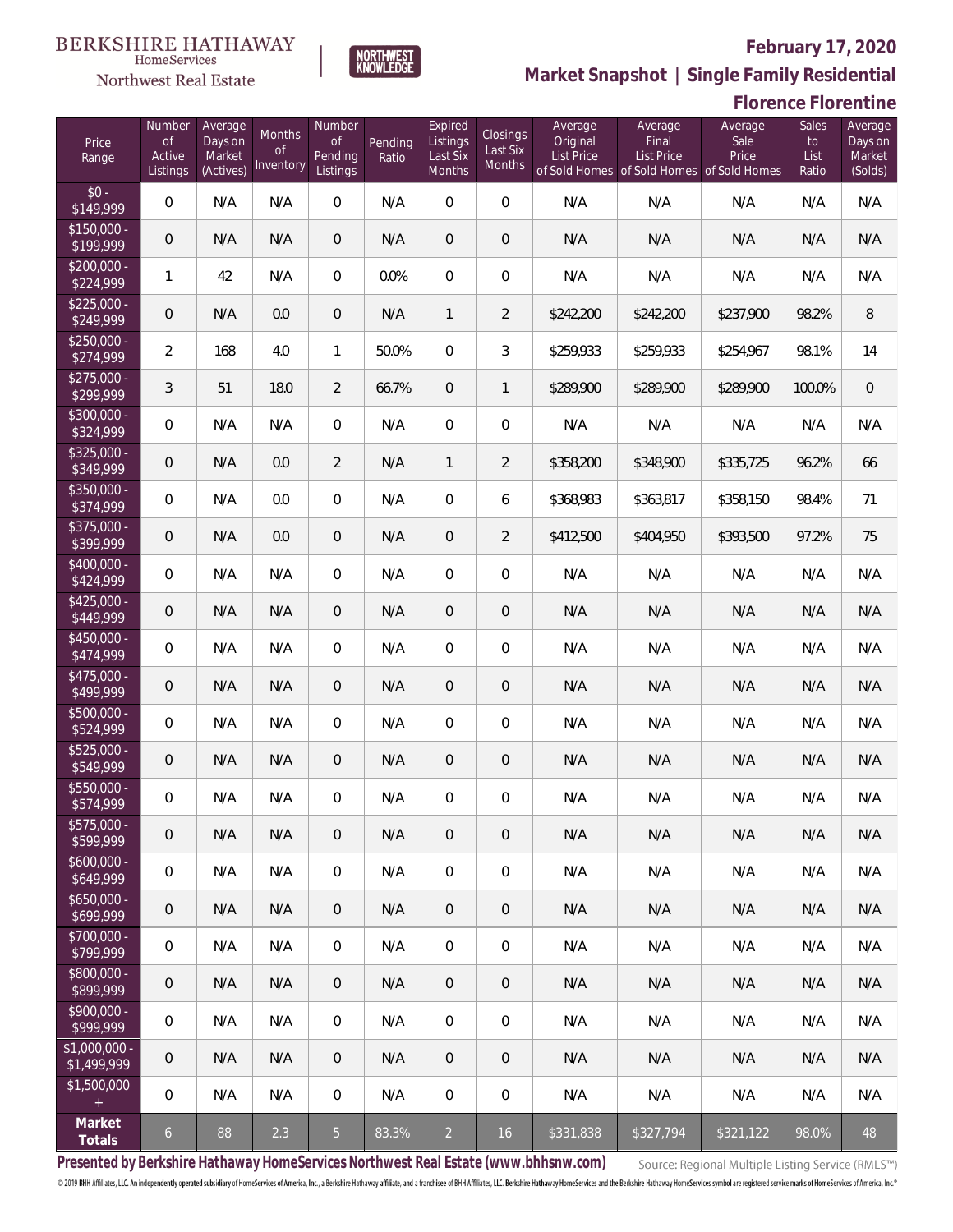BERKSHIRE HATHAWAY HomeServices Northwest Real Estate | NORTHWEST KNOWLEDGE

# February 17, 2020

## Market Snapshot | Single Family Residential

### Florence Florentine

| Price Range | Number of Active Listings | Average Days on Market (Actives) | Months of Inventory | Number of Pending Listings | Pending Ratio | Expired Listings Last Six Months | Closings Last Six Months | Average Original List Price of Sold Homes | Average Final List Price of Sold Homes | Average Sale Price of Sold Homes | Sales to List Ratio | Average Days on Market (Solds) |
|---|---|---|---|---|---|---|---|---|---|---|---|---|
| $0 - $149,999 | 0 | N/A | N/A | 0 | N/A | 0 | 0 | N/A | N/A | N/A | N/A | N/A |
| $150,000 - $199,999 | 0 | N/A | N/A | 0 | N/A | 0 | 0 | N/A | N/A | N/A | N/A | N/A |
| $200,000 - $224,999 | 1 | 42 | N/A | 0 | 0.0% | 0 | 0 | N/A | N/A | N/A | N/A | N/A |
| $225,000 - $249,999 | 0 | N/A | 0.0 | 0 | N/A | 1 | 2 | $242,200 | $242,200 | $237,900 | 98.2% | 8 |
| $250,000 - $274,999 | 2 | 168 | 4.0 | 1 | 50.0% | 0 | 3 | $259,933 | $259,933 | $254,967 | 98.1% | 14 |
| $275,000 - $299,999 | 3 | 51 | 18.0 | 2 | 66.7% | 0 | 1 | $289,900 | $289,900 | $289,900 | 100.0% | 0 |
| $300,000 - $324,999 | 0 | N/A | N/A | 0 | N/A | 0 | 0 | N/A | N/A | N/A | N/A | N/A |
| $325,000 - $349,999 | 0 | N/A | 0.0 | 2 | N/A | 1 | 2 | $358,200 | $348,900 | $335,725 | 96.2% | 66 |
| $350,000 - $374,999 | 0 | N/A | 0.0 | 0 | N/A | 0 | 6 | $368,983 | $363,817 | $358,150 | 98.4% | 71 |
| $375,000 - $399,999 | 0 | N/A | 0.0 | 0 | N/A | 0 | 2 | $412,500 | $404,950 | $393,500 | 97.2% | 75 |
| $400,000 - $424,999 | 0 | N/A | N/A | 0 | N/A | 0 | 0 | N/A | N/A | N/A | N/A | N/A |
| $425,000 - $449,999 | 0 | N/A | N/A | 0 | N/A | 0 | 0 | N/A | N/A | N/A | N/A | N/A |
| $450,000 - $474,999 | 0 | N/A | N/A | 0 | N/A | 0 | 0 | N/A | N/A | N/A | N/A | N/A |
| $475,000 - $499,999 | 0 | N/A | N/A | 0 | N/A | 0 | 0 | N/A | N/A | N/A | N/A | N/A |
| $500,000 - $524,999 | 0 | N/A | N/A | 0 | N/A | 0 | 0 | N/A | N/A | N/A | N/A | N/A |
| $525,000 - $549,999 | 0 | N/A | N/A | 0 | N/A | 0 | 0 | N/A | N/A | N/A | N/A | N/A |
| $550,000 - $574,999 | 0 | N/A | N/A | 0 | N/A | 0 | 0 | N/A | N/A | N/A | N/A | N/A |
| $575,000 - $599,999 | 0 | N/A | N/A | 0 | N/A | 0 | 0 | N/A | N/A | N/A | N/A | N/A |
| $600,000 - $649,999 | 0 | N/A | N/A | 0 | N/A | 0 | 0 | N/A | N/A | N/A | N/A | N/A |
| $650,000 - $699,999 | 0 | N/A | N/A | 0 | N/A | 0 | 0 | N/A | N/A | N/A | N/A | N/A |
| $700,000 - $799,999 | 0 | N/A | N/A | 0 | N/A | 0 | 0 | N/A | N/A | N/A | N/A | N/A |
| $800,000 - $899,999 | 0 | N/A | N/A | 0 | N/A | 0 | 0 | N/A | N/A | N/A | N/A | N/A |
| $900,000 - $999,999 | 0 | N/A | N/A | 0 | N/A | 0 | 0 | N/A | N/A | N/A | N/A | N/A |
| $1,000,000 - $1,499,999 | 0 | N/A | N/A | 0 | N/A | 0 | 0 | N/A | N/A | N/A | N/A | N/A |
| $1,500,000 + | 0 | N/A | N/A | 0 | N/A | 0 | 0 | N/A | N/A | N/A | N/A | N/A |
| **Market Totals** | 6 | 88 | 2.3 | 5 | 83.3% | 2 | 16 | $331,838 | $327,794 | $321,122 | 98.0% | 48 |

**Presented by Berkshire Hathaway HomeServices Northwest Real Estate (www.bhhsnw.com)**

Source: Regional Multiple Listing Service (RMLS™)

© 2019 BHH Affiliates, LLC. An independently operated subsidiary of HomeServices of America, Inc., a Berkshire Hathaway affiliate, and a franchisee of BHH Affiliates, LLC. Berkshire Hathaway HomeServices and the Berkshire Hathaway HomeServices symbol are registered service marks of HomeServices of America, Inc.®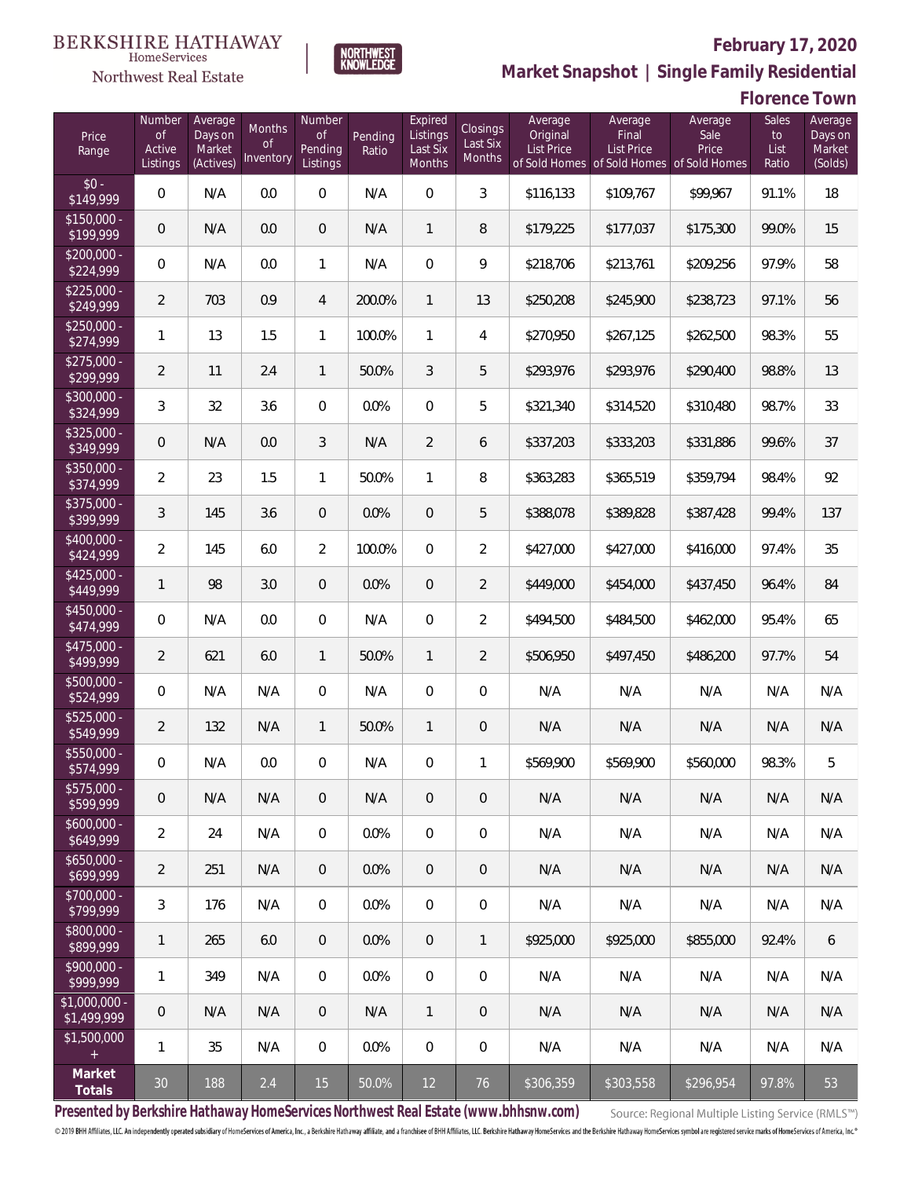BERKSHIRE HATHAWAY HomeServices Northwest Real Estate

NORTHWEST KNOWLEDGE

# February 17, 2020

## Market Snapshot | Single Family Residential

## Florence Town

| Price Range | Number of Active Listings | Average Days on Market (Actives) | Months of Inventory | Number of Pending Listings | Pending Ratio | Expired Listings Last Six Months | Closings Last Six Months | Average Original List Price of Sold Homes | Average Final List Price of Sold Homes | Average Sale Price of Sold Homes | Sales to List Ratio | Average Days on Market (Solds) |
|---|---|---|---|---|---|---|---|---|---|---|---|---|
| $0 - $149,999 | 0 | N/A | 0.0 | 0 | N/A | 0 | 3 | $116,133 | $109,767 | $99,967 | 91.1% | 18 |
| $150,000 - $199,999 | 0 | N/A | 0.0 | 0 | N/A | 1 | 8 | $179,225 | $177,037 | $175,300 | 99.0% | 15 |
| $200,000 - $224,999 | 0 | N/A | 0.0 | 1 | N/A | 0 | 9 | $218,706 | $213,761 | $209,256 | 97.9% | 58 |
| $225,000 - $249,999 | 2 | 703 | 0.9 | 4 | 200.0% | 1 | 13 | $250,208 | $245,900 | $238,723 | 97.1% | 56 |
| $250,000 - $274,999 | 1 | 13 | 1.5 | 1 | 100.0% | 1 | 4 | $270,950 | $267,125 | $262,500 | 98.3% | 55 |
| $275,000 - $299,999 | 2 | 11 | 2.4 | 1 | 50.0% | 3 | 5 | $293,976 | $293,976 | $290,400 | 98.8% | 13 |
| $300,000 - $324,999 | 3 | 32 | 3.6 | 0 | 0.0% | 0 | 5 | $321,340 | $314,520 | $310,480 | 98.7% | 33 |
| $325,000 - $349,999 | 0 | N/A | 0.0 | 3 | N/A | 2 | 6 | $337,203 | $333,203 | $331,886 | 99.6% | 37 |
| $350,000 - $374,999 | 2 | 23 | 1.5 | 1 | 50.0% | 1 | 8 | $363,283 | $365,519 | $359,794 | 98.4% | 92 |
| $375,000 - $399,999 | 3 | 145 | 3.6 | 0 | 0.0% | 0 | 5 | $388,078 | $389,828 | $387,428 | 99.4% | 137 |
| $400,000 - $424,999 | 2 | 145 | 6.0 | 2 | 100.0% | 0 | 2 | $427,000 | $427,000 | $416,000 | 97.4% | 35 |
| $425,000 - $449,999 | 1 | 98 | 3.0 | 0 | 0.0% | 0 | 2 | $449,000 | $454,000 | $437,450 | 96.4% | 84 |
| $450,000 - $474,999 | 0 | N/A | 0.0 | 0 | N/A | 0 | 2 | $494,500 | $484,500 | $462,000 | 95.4% | 65 |
| $475,000 - $499,999 | 2 | 621 | 6.0 | 1 | 50.0% | 1 | 2 | $506,950 | $497,450 | $486,200 | 97.7% | 54 |
| $500,000 - $524,999 | 0 | N/A | N/A | 0 | N/A | 0 | 0 | N/A | N/A | N/A | N/A | N/A |
| $525,000 - $549,999 | 2 | 132 | N/A | 1 | 50.0% | 1 | 0 | N/A | N/A | N/A | N/A | N/A |
| $550,000 - $574,999 | 0 | N/A | 0.0 | 0 | N/A | 0 | 1 | $569,900 | $569,900 | $560,000 | 98.3% | 5 |
| $575,000 - $599,999 | 0 | N/A | N/A | 0 | N/A | 0 | 0 | N/A | N/A | N/A | N/A | N/A |
| $600,000 - $649,999 | 2 | 24 | N/A | 0 | 0.0% | 0 | 0 | N/A | N/A | N/A | N/A | N/A |
| $650,000 - $699,999 | 2 | 251 | N/A | 0 | 0.0% | 0 | 0 | N/A | N/A | N/A | N/A | N/A |
| $700,000 - $799,999 | 3 | 176 | N/A | 0 | 0.0% | 0 | 0 | N/A | N/A | N/A | N/A | N/A |
| $800,000 - $899,999 | 1 | 265 | 6.0 | 0 | 0.0% | 0 | 1 | $925,000 | $925,000 | $855,000 | 92.4% | 6 |
| $900,000 - $999,999 | 1 | 349 | N/A | 0 | 0.0% | 0 | 0 | N/A | N/A | N/A | N/A | N/A |
| $1,000,000 - $1,499,999 | 0 | N/A | N/A | 0 | N/A | 1 | 0 | N/A | N/A | N/A | N/A | N/A |
| $1,500,000 + | 1 | 35 | N/A | 0 | 0.0% | 0 | 0 | N/A | N/A | N/A | N/A | N/A |
| **Market Totals** | 30 | 188 | 2.4 | 15 | 50.0% | 12 | 76 | $306,359 | $303,558 | $296,954 | 97.8% | 53 |

**Presented by Berkshire Hathaway HomeServices Northwest Real Estate (www.bhhsnw.com)** Source: Regional Multiple Listing Service (RMLS™)

© 2019 BHH Affiliates, LLC. An independently operated subsidiary of HomeServices of America, Inc., a Berkshire Hathaway affiliate, and a franchisee of BHH Affiliates, LLC. Berkshire Hathaway HomeServices and the Berkshire Hathaway HomeServices symbol are registered service marks of HomeServices of America, Inc.®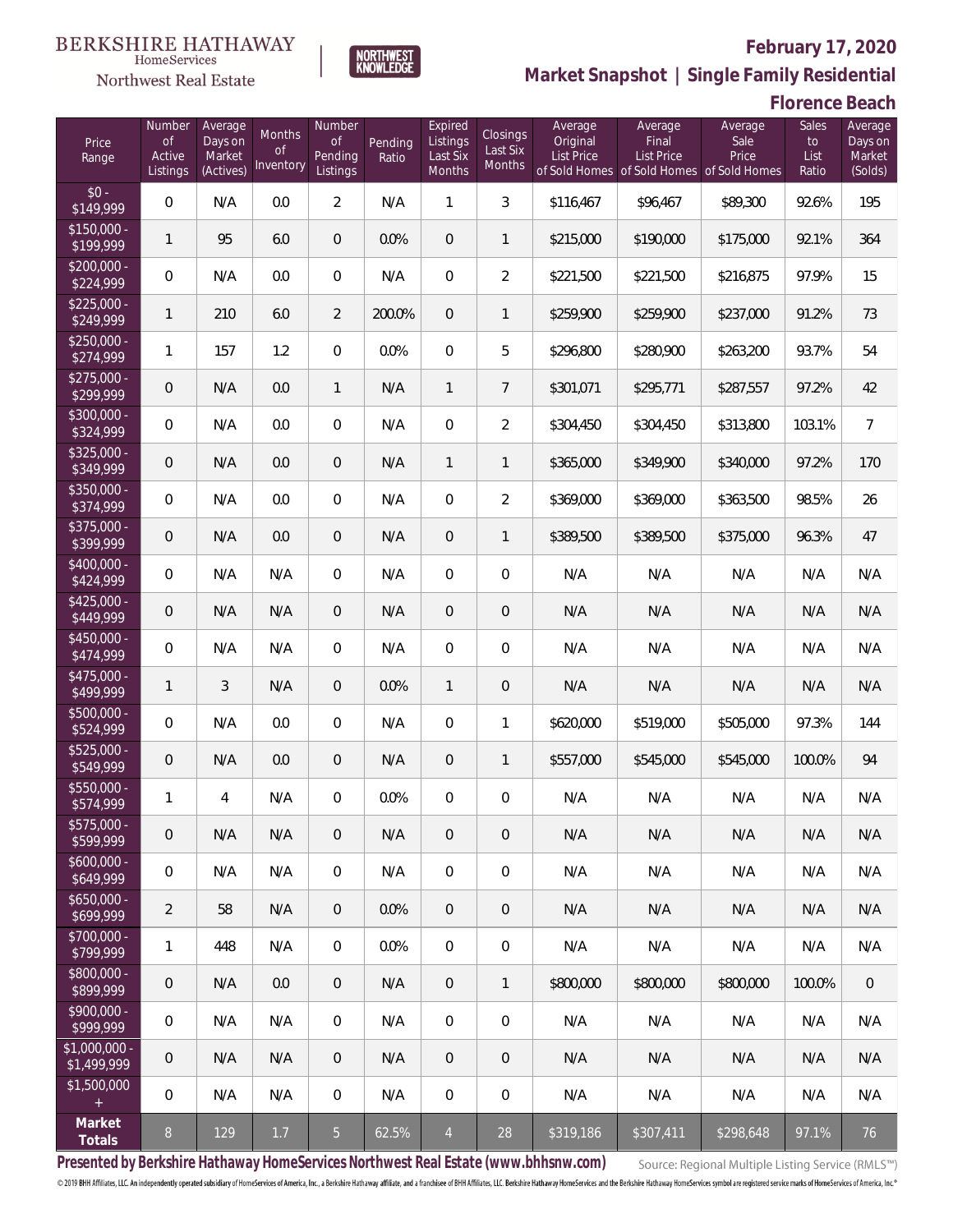BERKSHIRE HATHAWAY HomeServices Northwest Real Estate

NORTHWEST KNOWLEDGE

# February 17, 2020

## Market Snapshot | Single Family Residential

## Florence Beach

| Price Range | Number of Active Listings | Average Days on Market (Actives) | Months of Inventory | Number of Pending Listings | Pending Ratio | Expired Listings Last Six Months | Closings Last Six Months | Average Original List Price of Sold Homes | Average Final List Price of Sold Homes | Average Sale Price of Sold Homes | Sales to List Ratio | Average Days on Market (Solds) |
|---|---|---|---|---|---|---|---|---|---|---|---|---|
| $0 - $149,999 | 0 | N/A | 0.0 | 2 | N/A | 1 | 3 | $116,467 | $96,467 | $89,300 | 92.6% | 195 |
| $150,000 - $199,999 | 1 | 95 | 6.0 | 0 | 0.0% | 0 | 1 | $215,000 | $190,000 | $175,000 | 92.1% | 364 |
| $200,000 - $224,999 | 0 | N/A | 0.0 | 0 | N/A | 0 | 2 | $221,500 | $221,500 | $216,875 | 97.9% | 15 |
| $225,000 - $249,999 | 1 | 210 | 6.0 | 2 | 200.0% | 0 | 1 | $259,900 | $259,900 | $237,000 | 91.2% | 73 |
| $250,000 - $274,999 | 1 | 157 | 1.2 | 0 | 0.0% | 0 | 5 | $296,800 | $280,900 | $263,200 | 93.7% | 54 |
| $275,000 - $299,999 | 0 | N/A | 0.0 | 1 | N/A | 1 | 7 | $301,071 | $295,771 | $287,557 | 97.2% | 42 |
| $300,000 - $324,999 | 0 | N/A | 0.0 | 0 | N/A | 0 | 2 | $304,450 | $304,450 | $313,800 | 103.1% | 7 |
| $325,000 - $349,999 | 0 | N/A | 0.0 | 0 | N/A | 1 | 1 | $365,000 | $349,900 | $340,000 | 97.2% | 170 |
| $350,000 - $374,999 | 0 | N/A | 0.0 | 0 | N/A | 0 | 2 | $369,000 | $369,000 | $363,500 | 98.5% | 26 |
| $375,000 - $399,999 | 0 | N/A | 0.0 | 0 | N/A | 0 | 1 | $389,500 | $389,500 | $375,000 | 96.3% | 47 |
| $400,000 - $424,999 | 0 | N/A | N/A | 0 | N/A | 0 | 0 | N/A | N/A | N/A | N/A | N/A |
| $425,000 - $449,999 | 0 | N/A | N/A | 0 | N/A | 0 | 0 | N/A | N/A | N/A | N/A | N/A |
| $450,000 - $474,999 | 0 | N/A | N/A | 0 | N/A | 0 | 0 | N/A | N/A | N/A | N/A | N/A |
| $475,000 - $499,999 | 1 | 3 | N/A | 0 | 0.0% | 1 | 0 | N/A | N/A | N/A | N/A | N/A |
| $500,000 - $524,999 | 0 | N/A | 0.0 | 0 | N/A | 0 | 1 | $620,000 | $519,000 | $505,000 | 97.3% | 144 |
| $525,000 - $549,999 | 0 | N/A | 0.0 | 0 | N/A | 0 | 1 | $557,000 | $545,000 | $545,000 | 100.0% | 94 |
| $550,000 - $574,999 | 1 | 4 | N/A | 0 | 0.0% | 0 | 0 | N/A | N/A | N/A | N/A | N/A |
| $575,000 - $599,999 | 0 | N/A | N/A | 0 | N/A | 0 | 0 | N/A | N/A | N/A | N/A | N/A |
| $600,000 - $649,999 | 0 | N/A | N/A | 0 | N/A | 0 | 0 | N/A | N/A | N/A | N/A | N/A |
| $650,000 - $699,999 | 2 | 58 | N/A | 0 | 0.0% | 0 | 0 | N/A | N/A | N/A | N/A | N/A |
| $700,000 - $799,999 | 1 | 448 | N/A | 0 | 0.0% | 0 | 0 | N/A | N/A | N/A | N/A | N/A |
| $800,000 - $899,999 | 0 | N/A | 0.0 | 0 | N/A | 0 | 1 | $800,000 | $800,000 | $800,000 | 100.0% | 0 |
| $900,000 - $999,999 | 0 | N/A | N/A | 0 | N/A | 0 | 0 | N/A | N/A | N/A | N/A | N/A |
| $1,000,000 - $1,499,999 | 0 | N/A | N/A | 0 | N/A | 0 | 0 | N/A | N/A | N/A | N/A | N/A |
| $1,500,000 + | 0 | N/A | N/A | 0 | N/A | 0 | 0 | N/A | N/A | N/A | N/A | N/A |
| **Market Totals** | 8 | 129 | 1.7 | 5 | 62.5% | 4 | 28 | $319,186 | $307,411 | $298,648 | 97.1% | 76 |

**Presented by Berkshire Hathaway HomeServices Northwest Real Estate (www.bhhsnw.com)** Source: Regional Multiple Listing Service (RMLS™)

© 2019 BHH Affiliates, LLC. An independently operated subsidiary of HomeServices of America, Inc., a Berkshire Hathaway affiliate, and a franchisee of BHH Affiliates, LLC. Berkshire Hathaway HomeServices and the Berkshire Hathaway HomeServices symbol are registered service marks of HomeServices of America, Inc.®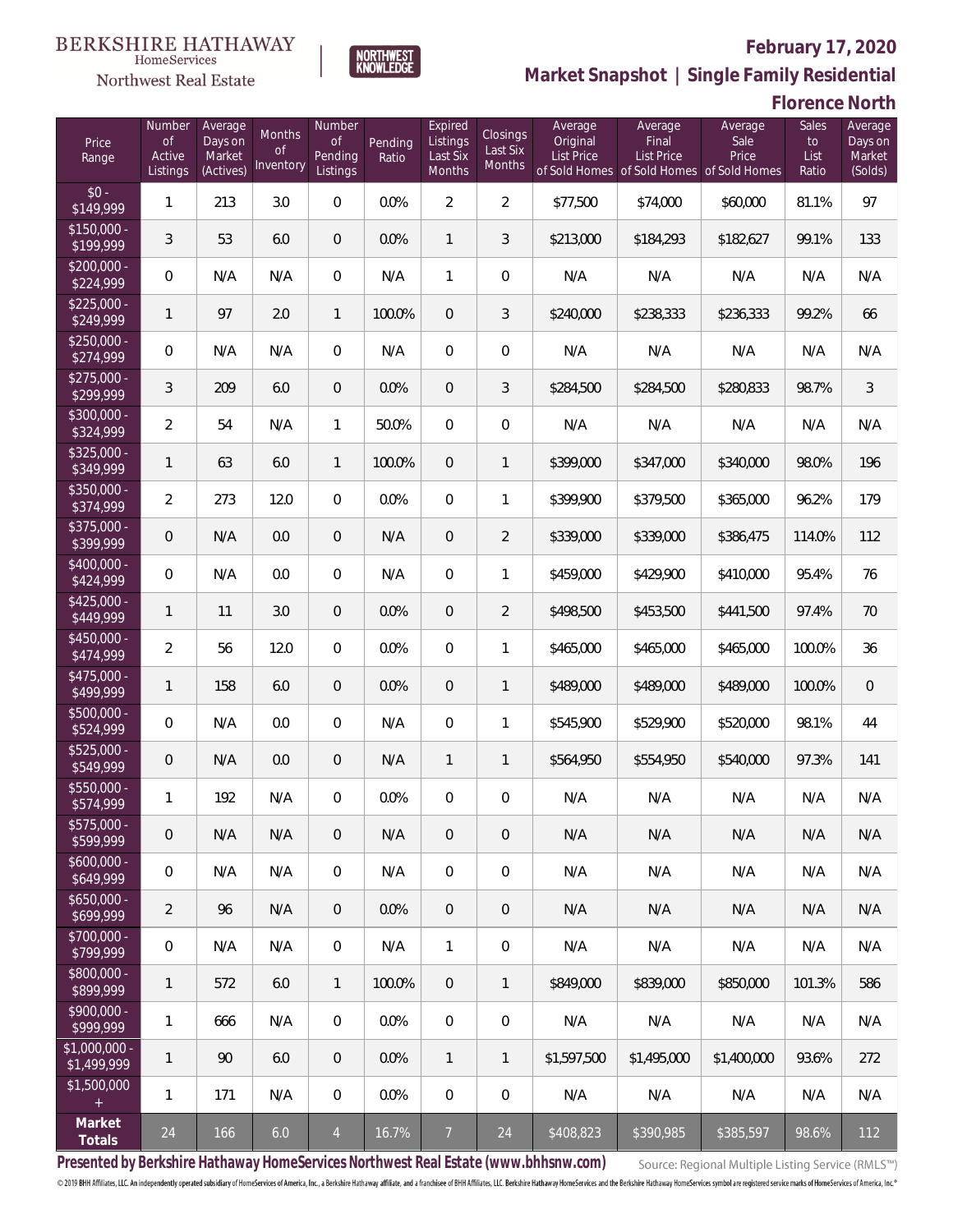BERKSHIRE HATHAWAY HomeServices Northwest Real Estate | NORTHWEST KNOWLEDGE

## February 17, 2020

## Market Snapshot | Single Family Residential

## Florence North

| Price Range | Number of Active Listings | Average Days on Market (Actives) | Months of Inventory | Number of Pending Listings | Pending Ratio | Expired Listings Last Six Months | Closings Last Six Months | Average Original List Price of Sold Homes | Average Final List Price of Sold Homes | Average Sale Price of Sold Homes | Sales to List Ratio | Average Days on Market (Solds) |
|---|---|---|---|---|---|---|---|---|---|---|---|---|
| $0 - $149,999 | 1 | 213 | 3.0 | 0 | 0.0% | 2 | 2 | $77,500 | $74,000 | $60,000 | 81.1% | 97 |
| $150,000 - $199,999 | 3 | 53 | 6.0 | 0 | 0.0% | 1 | 3 | $213,000 | $184,293 | $182,627 | 99.1% | 133 |
| $200,000 - $224,999 | 0 | N/A | N/A | 0 | N/A | 1 | 0 | N/A | N/A | N/A | N/A | N/A |
| $225,000 - $249,999 | 1 | 97 | 2.0 | 1 | 100.0% | 0 | 3 | $240,000 | $238,333 | $236,333 | 99.2% | 66 |
| $250,000 - $274,999 | 0 | N/A | N/A | 0 | N/A | 0 | 0 | N/A | N/A | N/A | N/A | N/A |
| $275,000 - $299,999 | 3 | 209 | 6.0 | 0 | 0.0% | 0 | 3 | $284,500 | $284,500 | $280,833 | 98.7% | 3 |
| $300,000 - $324,999 | 2 | 54 | N/A | 1 | 50.0% | 0 | 0 | N/A | N/A | N/A | N/A | N/A |
| $325,000 - $349,999 | 1 | 63 | 6.0 | 1 | 100.0% | 0 | 1 | $399,000 | $347,000 | $340,000 | 98.0% | 196 |
| $350,000 - $374,999 | 2 | 273 | 12.0 | 0 | 0.0% | 0 | 1 | $399,900 | $379,500 | $365,000 | 96.2% | 179 |
| $375,000 - $399,999 | 0 | N/A | 0.0 | 0 | N/A | 0 | 2 | $339,000 | $339,000 | $386,475 | 114.0% | 112 |
| $400,000 - $424,999 | 0 | N/A | 0.0 | 0 | N/A | 0 | 1 | $459,000 | $429,900 | $410,000 | 95.4% | 76 |
| $425,000 - $449,999 | 1 | 11 | 3.0 | 0 | 0.0% | 0 | 2 | $498,500 | $453,500 | $441,500 | 97.4% | 70 |
| $450,000 - $474,999 | 2 | 56 | 12.0 | 0 | 0.0% | 0 | 1 | $465,000 | $465,000 | $465,000 | 100.0% | 36 |
| $475,000 - $499,999 | 1 | 158 | 6.0 | 0 | 0.0% | 0 | 1 | $489,000 | $489,000 | $489,000 | 100.0% | 0 |
| $500,000 - $524,999 | 0 | N/A | 0.0 | 0 | N/A | 0 | 1 | $545,900 | $529,900 | $520,000 | 98.1% | 44 |
| $525,000 - $549,999 | 0 | N/A | 0.0 | 0 | N/A | 1 | 1 | $564,950 | $554,950 | $540,000 | 97.3% | 141 |
| $550,000 - $574,999 | 1 | 192 | N/A | 0 | 0.0% | 0 | 0 | N/A | N/A | N/A | N/A | N/A |
| $575,000 - $599,999 | 0 | N/A | N/A | 0 | N/A | 0 | 0 | N/A | N/A | N/A | N/A | N/A |
| $600,000 - $649,999 | 0 | N/A | N/A | 0 | N/A | 0 | 0 | N/A | N/A | N/A | N/A | N/A |
| $650,000 - $699,999 | 2 | 96 | N/A | 0 | 0.0% | 0 | 0 | N/A | N/A | N/A | N/A | N/A |
| $700,000 - $799,999 | 0 | N/A | N/A | 0 | N/A | 1 | 0 | N/A | N/A | N/A | N/A | N/A |
| $800,000 - $899,999 | 1 | 572 | 6.0 | 1 | 100.0% | 0 | 1 | $849,000 | $839,000 | $850,000 | 101.3% | 586 |
| $900,000 - $999,999 | 1 | 666 | N/A | 0 | 0.0% | 0 | 0 | N/A | N/A | N/A | N/A | N/A |
| $1,000,000 - $1,499,999 | 1 | 90 | 6.0 | 0 | 0.0% | 1 | 1 | $1,597,500 | $1,495,000 | $1,400,000 | 93.6% | 272 |
| $1,500,000 + | 1 | 171 | N/A | 0 | 0.0% | 0 | 0 | N/A | N/A | N/A | N/A | N/A |
| **Market Totals** | 24 | 166 | 6.0 | 4 | 16.7% | 7 | 24 | $408,823 | $390,985 | $385,597 | 98.6% | 112 |

**Presented by Berkshire Hathaway HomeServices Northwest Real Estate (www.bhhsnw.com)**

Source: Regional Multiple Listing Service (RMLS™)

© 2019 BHH Affiliates, LLC. An independently operated subsidiary of HomeServices of America, Inc., a Berkshire Hathaway affiliate, and a franchisee of BHH Affiliates, LLC. Berkshire Hathaway HomeServices and the Berkshire Hathaway HomeServices symbol are registered service marks of HomeServices of America, Inc.®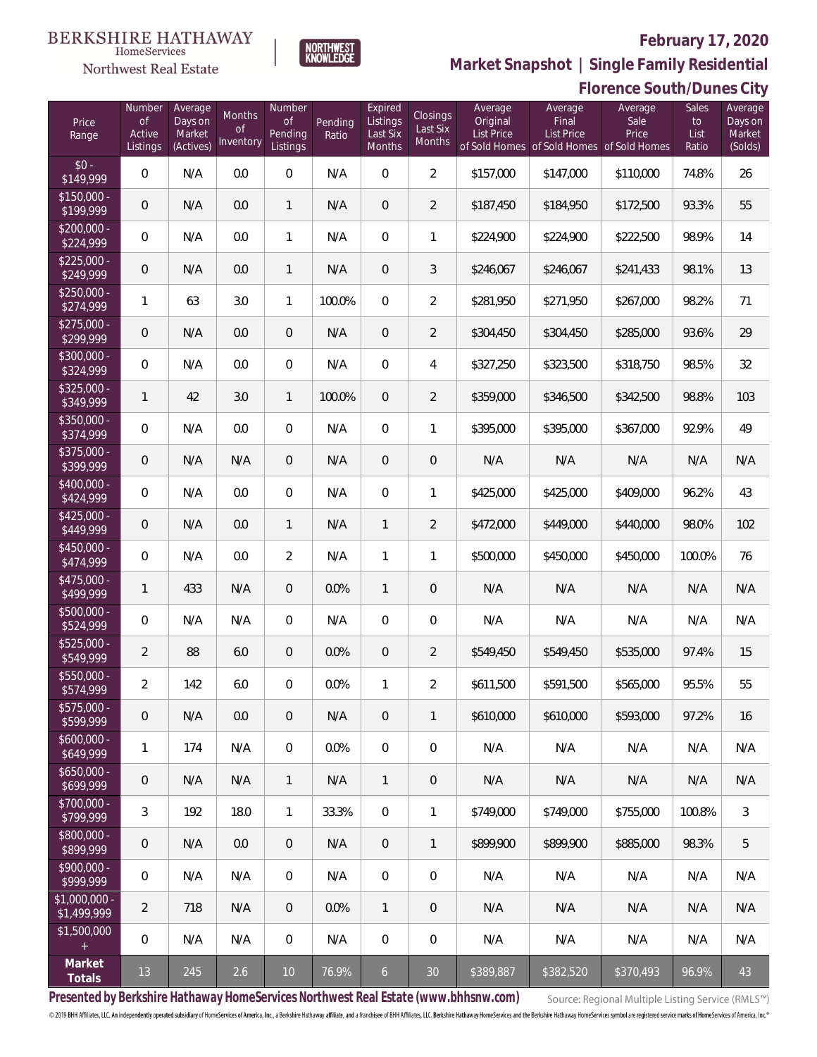BERKSHIRE HATHAWAY HomeServices Northwest Real Estate

NORTHWEST KNOWLEDGE

**February 17, 2020**

**Market Snapshot | Single Family Residential**

**Florence South/Dunes City**

| Price Range | Number of Active Listings | Average Days on Market (Actives) | Months of Inventory | Number of Pending Listings | Pending Ratio | Expired Listings Last Six Months | Closings Last Six Months | Average Original List Price of Sold Homes | Average Final List Price of Sold Homes | Average Sale Price of Sold Homes | Sales to List Ratio | Average Days on Market (Solds) |
|---|---|---|---|---|---|---|---|---|---|---|---|---|
| $0 - $149,999 | 0 | N/A | 0.0 | 0 | N/A | 0 | 2 | $157,000 | $147,000 | $110,000 | 74.8% | 26 |
| $150,000 - $199,999 | 0 | N/A | 0.0 | 1 | N/A | 0 | 2 | $187,450 | $184,950 | $172,500 | 93.3% | 55 |
| $200,000 - $224,999 | 0 | N/A | 0.0 | 1 | N/A | 0 | 1 | $224,900 | $224,900 | $222,500 | 98.9% | 14 |
| $225,000 - $249,999 | 0 | N/A | 0.0 | 1 | N/A | 0 | 3 | $246,067 | $246,067 | $241,433 | 98.1% | 13 |
| $250,000 - $274,999 | 1 | 63 | 3.0 | 1 | 100.0% | 0 | 2 | $281,950 | $271,950 | $267,000 | 98.2% | 71 |
| $275,000 - $299,999 | 0 | N/A | 0.0 | 0 | N/A | 0 | 2 | $304,450 | $304,450 | $285,000 | 93.6% | 29 |
| $300,000 - $324,999 | 0 | N/A | 0.0 | 0 | N/A | 0 | 4 | $327,250 | $323,500 | $318,750 | 98.5% | 32 |
| $325,000 - $349,999 | 1 | 42 | 3.0 | 1 | 100.0% | 0 | 2 | $359,000 | $346,500 | $342,500 | 98.8% | 103 |
| $350,000 - $374,999 | 0 | N/A | 0.0 | 0 | N/A | 0 | 1 | $395,000 | $395,000 | $367,000 | 92.9% | 49 |
| $375,000 - $399,999 | 0 | N/A | N/A | 0 | N/A | 0 | 0 | N/A | N/A | N/A | N/A | N/A |
| $400,000 - $424,999 | 0 | N/A | 0.0 | 0 | N/A | 0 | 1 | $425,000 | $425,000 | $409,000 | 96.2% | 43 |
| $425,000 - $449,999 | 0 | N/A | 0.0 | 1 | N/A | 1 | 2 | $472,000 | $449,000 | $440,000 | 98.0% | 102 |
| $450,000 - $474,999 | 0 | N/A | 0.0 | 2 | N/A | 1 | 1 | $500,000 | $450,000 | $450,000 | 100.0% | 76 |
| $475,000 - $499,999 | 1 | 433 | N/A | 0 | 0.0% | 1 | 0 | N/A | N/A | N/A | N/A | N/A |
| $500,000 - $524,999 | 0 | N/A | N/A | 0 | N/A | 0 | 0 | N/A | N/A | N/A | N/A | N/A |
| $525,000 - $549,999 | 2 | 88 | 6.0 | 0 | 0.0% | 0 | 2 | $549,450 | $549,450 | $535,000 | 97.4% | 15 |
| $550,000 - $574,999 | 2 | 142 | 6.0 | 0 | 0.0% | 1 | 2 | $611,500 | $591,500 | $565,000 | 95.5% | 55 |
| $575,000 - $599,999 | 0 | N/A | 0.0 | 0 | N/A | 0 | 1 | $610,000 | $610,000 | $593,000 | 97.2% | 16 |
| $600,000 - $649,999 | 1 | 174 | N/A | 0 | 0.0% | 0 | 0 | N/A | N/A | N/A | N/A | N/A |
| $650,000 - $699,999 | 0 | N/A | N/A | 1 | N/A | 1 | 0 | N/A | N/A | N/A | N/A | N/A |
| $700,000 - $799,999 | 3 | 192 | 18.0 | 1 | 33.3% | 0 | 1 | $749,000 | $749,000 | $755,000 | 100.8% | 3 |
| $800,000 - $899,999 | 0 | N/A | 0.0 | 0 | N/A | 0 | 1 | $899,900 | $899,900 | $885,000 | 98.3% | 5 |
| $900,000 - $999,999 | 0 | N/A | N/A | 0 | N/A | 0 | 0 | N/A | N/A | N/A | N/A | N/A |
| $1,000,000 - $1,499,999 | 2 | 718 | N/A | 0 | 0.0% | 1 | 0 | N/A | N/A | N/A | N/A | N/A |
| $1,500,000 + | 0 | N/A | N/A | 0 | N/A | 0 | 0 | N/A | N/A | N/A | N/A | N/A |
| **Market Totals** | 13 | 245 | 2.6 | 10 | 76.9% | 6 | 30 | $389,887 | $382,520 | $370,493 | 96.9% | 43 |

**Presented by Berkshire Hathaway HomeServices Northwest Real Estate (www.bhhsnw.com)**

Source: Regional Multiple Listing Service (RMLS™)

© 2019 BHH Affiliates, LLC. An independently operated subsidiary of HomeServices of America, Inc., a Berkshire Hathaway affiliate, and a franchisee of BHH Affiliates, LLC. Berkshire Hathaway HomeServices and the Berkshire Hathaway HomeServices symbol are registered service marks of HomeServices of America, Inc.®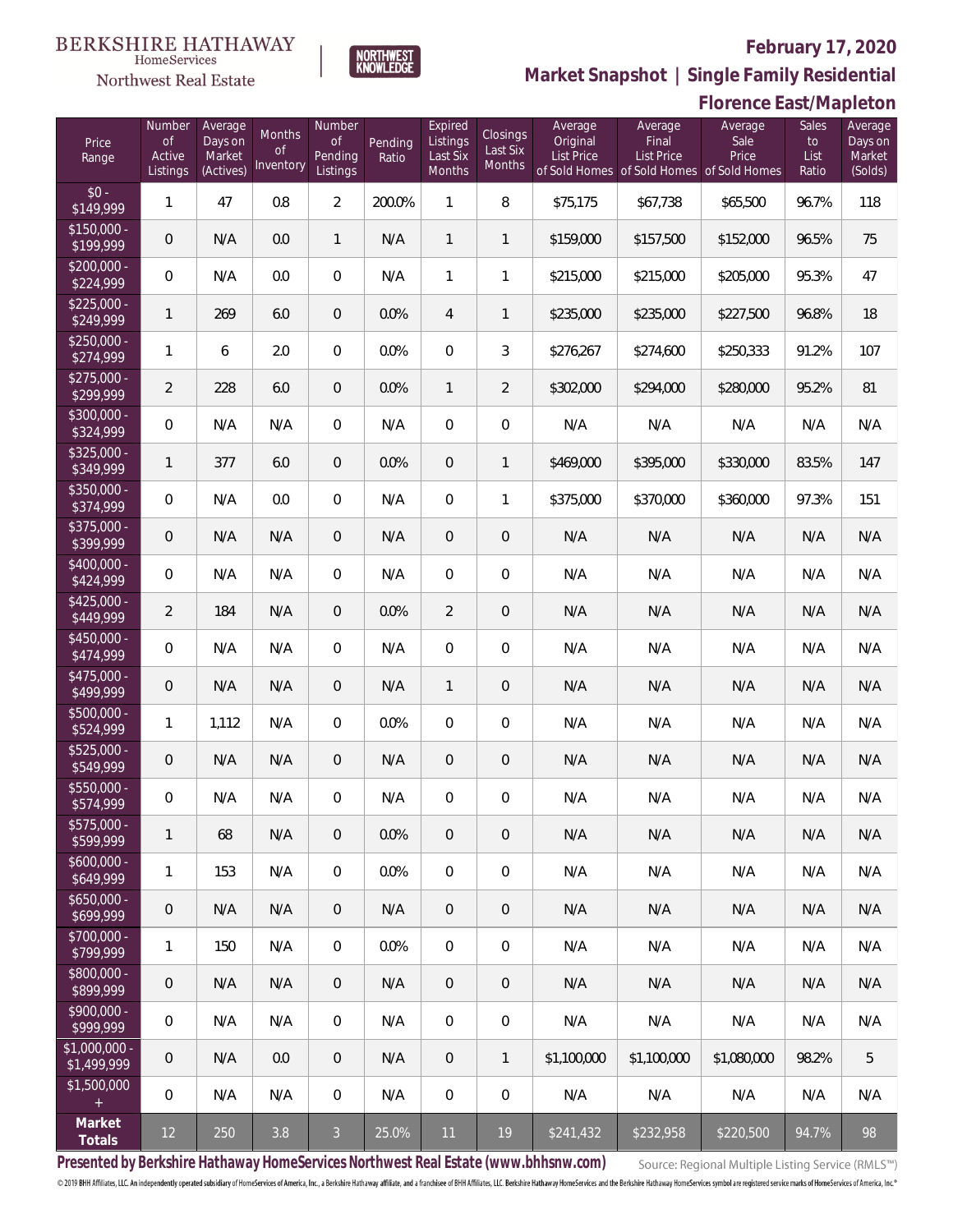BERKSHIRE HATHAWAY HomeServices Northwest Real Estate

NORTHWEST KNOWLEDGE

**February 17, 2020**

**Market Snapshot | Single Family Residential**

**Florence East/Mapleton**

| Price Range | Number of Active Listings | Average Days on Market (Actives) | Months of Inventory | Number of Pending Listings | Pending Ratio | Expired Listings Last Six Months | Closings Last Six Months | Average Original List Price of Sold Homes | Average Final List Price of Sold Homes | Average Sale Price of Sold Homes | Sales to List Ratio | Average Days on Market (Solds) |
|---|---|---|---|---|---|---|---|---|---|---|---|---|
| $0 - $149,999 | 1 | 47 | 0.8 | 2 | 200.0% | 1 | 8 | $75,175 | $67,738 | $65,500 | 96.7% | 118 |
| $150,000 - $199,999 | 0 | N/A | 0.0 | 1 | N/A | 1 | 1 | $159,000 | $157,500 | $152,000 | 96.5% | 75 |
| $200,000 - $224,999 | 0 | N/A | 0.0 | 0 | N/A | 1 | 1 | $215,000 | $215,000 | $205,000 | 95.3% | 47 |
| $225,000 - $249,999 | 1 | 269 | 6.0 | 0 | 0.0% | 4 | 1 | $235,000 | $235,000 | $227,500 | 96.8% | 18 |
| $250,000 - $274,999 | 1 | 6 | 2.0 | 0 | 0.0% | 0 | 3 | $276,267 | $274,600 | $250,333 | 91.2% | 107 |
| $275,000 - $299,999 | 2 | 228 | 6.0 | 0 | 0.0% | 1 | 2 | $302,000 | $294,000 | $280,000 | 95.2% | 81 |
| $300,000 - $324,999 | 0 | N/A | N/A | 0 | N/A | 0 | 0 | N/A | N/A | N/A | N/A | N/A |
| $325,000 - $349,999 | 1 | 377 | 6.0 | 0 | 0.0% | 0 | 1 | $469,000 | $395,000 | $330,000 | 83.5% | 147 |
| $350,000 - $374,999 | 0 | N/A | 0.0 | 0 | N/A | 0 | 1 | $375,000 | $370,000 | $360,000 | 97.3% | 151 |
| $375,000 - $399,999 | 0 | N/A | N/A | 0 | N/A | 0 | 0 | N/A | N/A | N/A | N/A | N/A |
| $400,000 - $424,999 | 0 | N/A | N/A | 0 | N/A | 0 | 0 | N/A | N/A | N/A | N/A | N/A |
| $425,000 - $449,999 | 2 | 184 | N/A | 0 | 0.0% | 2 | 0 | N/A | N/A | N/A | N/A | N/A |
| $450,000 - $474,999 | 0 | N/A | N/A | 0 | N/A | 0 | 0 | N/A | N/A | N/A | N/A | N/A |
| $475,000 - $499,999 | 0 | N/A | N/A | 0 | N/A | 1 | 0 | N/A | N/A | N/A | N/A | N/A |
| $500,000 - $524,999 | 1 | 1,112 | N/A | 0 | 0.0% | 0 | 0 | N/A | N/A | N/A | N/A | N/A |
| $525,000 - $549,999 | 0 | N/A | N/A | 0 | N/A | 0 | 0 | N/A | N/A | N/A | N/A | N/A |
| $550,000 - $574,999 | 0 | N/A | N/A | 0 | N/A | 0 | 0 | N/A | N/A | N/A | N/A | N/A |
| $575,000 - $599,999 | 1 | 68 | N/A | 0 | 0.0% | 0 | 0 | N/A | N/A | N/A | N/A | N/A |
| $600,000 - $649,999 | 1 | 153 | N/A | 0 | 0.0% | 0 | 0 | N/A | N/A | N/A | N/A | N/A |
| $650,000 - $699,999 | 0 | N/A | N/A | 0 | N/A | 0 | 0 | N/A | N/A | N/A | N/A | N/A |
| $700,000 - $799,999 | 1 | 150 | N/A | 0 | 0.0% | 0 | 0 | N/A | N/A | N/A | N/A | N/A |
| $800,000 - $899,999 | 0 | N/A | N/A | 0 | N/A | 0 | 0 | N/A | N/A | N/A | N/A | N/A |
| $900,000 - $999,999 | 0 | N/A | N/A | 0 | N/A | 0 | 0 | N/A | N/A | N/A | N/A | N/A |
| $1,000,000 - $1,499,999 | 0 | N/A | 0.0 | 0 | N/A | 0 | 1 | $1,100,000 | $1,100,000 | $1,080,000 | 98.2% | 5 |
| $1,500,000 + | 0 | N/A | N/A | 0 | N/A | 0 | 0 | N/A | N/A | N/A | N/A | N/A |
| **Market Totals** | 12 | 250 | 3.8 | 3 | 25.0% | 11 | 19 | $241,432 | $232,958 | $220,500 | 94.7% | 98 |

**Presented by Berkshire Hathaway HomeServices Northwest Real Estate (www.bhhsnw.com)**

Source: Regional Multiple Listing Service (RMLS™)

© 2019 BHH Affiliates, LLC. An independently operated subsidiary of HomeServices of America, Inc., a Berkshire Hathaway affiliate, and a franchisee of BHH Affiliates, LLC. Berkshire Hathaway HomeServices and the Berkshire Hathaway HomeServices symbol are registered service marks of HomeServices of America, Inc.®